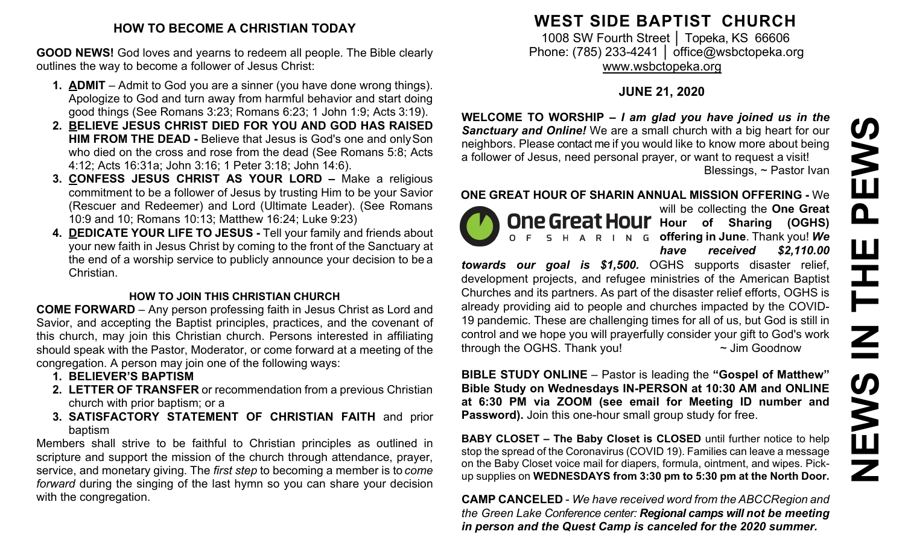## HOW TO BECOME A CHRISTIAN TODAY

**GOOD NEWS!** God loves and yearns to redeem all people. The Bible clearly outlines the way to become a follower of Jesus Christ:

1. **ADMIT** – Admit to God you are a sinner (you have done wrong things). Apologize to God and turn away from harmful behavior and start doing good things (See Romans 3:23; Romans 6:23; 1 John 1:9; Acts 3:19).
2. **BELIEVE JESUS CHRIST DIED FOR YOU AND GOD HAS RAISED HIM FROM THE DEAD -** Believe that Jesus is God's one and only Son who died on the cross and rose from the dead (See Romans 5:8; Acts 4:12; Acts 16:31a; John 3:16; 1 Peter 3:18; John 14:6).
3. **CONFESS JESUS CHRIST AS YOUR LORD –** Make a religious commitment to be a follower of Jesus by trusting Him to be your Savior (Rescuer and Redeemer) and Lord (Ultimate Leader). (See Romans 10:9 and 10; Romans 10:13; Matthew 16:24; Luke 9:23)
4. **DEDICATE YOUR LIFE TO JESUS -** Tell your family and friends about your new faith in Jesus Christ by coming to the front of the Sanctuary at the end of a worship service to publicly announce your decision to be a Christian.

### HOW TO JOIN THIS CHRISTIAN CHURCH

**COME FORWARD** – Any person professing faith in Jesus Christ as Lord and Savior, and accepting the Baptist principles, practices, and the covenant of this church, may join this Christian church. Persons interested in affiliating should speak with the Pastor, Moderator, or come forward at a meeting of the congregation. A person may join one of the following ways:

1. **BELIEVER'S BAPTISM**
2. **LETTER OF TRANSFER** or recommendation from a previous Christian church with prior baptism; or a
3. **SATISFACTORY STATEMENT OF CHRISTIAN FAITH** and prior baptism

Members shall strive to be faithful to Christian principles as outlined in scripture and support the mission of the church through attendance, prayer, service, and monetary giving. The *first step* to becoming a member is to *come forward* during the singing of the last hymn so you can share your decision with the congregation.

# WEST SIDE BAPTIST CHURCH

1008 SW Fourth Street │ Topeka, KS 66606
Phone: (785) 233-4241 │ office@wsbctopeka.org
www.wsbctopeka.org

### JUNE 21, 2020

**WELCOME TO WORSHIP –** ***I am glad you have joined us in the Sanctuary and Online!*** We are a small church with a big heart for our neighbors. Please contact me if you would like to know more about being a follower of Jesus, need personal prayer, or want to request a visit!
Blessings, ~ Pastor Ivan

**ONE GREAT HOUR OF SHARIN ANNUAL MISSION OFFERING -** We will be collecting the **One Great Hour of Sharing (OGHS) offering in June**. Thank you! ***We have received $2,110.00 towards our goal is $1,500.*** OGHS supports disaster relief, development projects, and refugee ministries of the American Baptist Churches and its partners. As part of the disaster relief efforts, OGHS is already providing aid to people and churches impacted by the COVID-19 pandemic. These are challenging times for all of us, but God is still in control and we hope you will prayerfully consider your gift to God's work through the OGHS. Thank you! ~ Jim Goodnow

**BIBLE STUDY ONLINE** – Pastor is leading the **"Gospel of Matthew" Bible Study on Wednesdays IN-PERSON at 10:30 AM and ONLINE at 6:30 PM via ZOOM (see email for Meeting ID number and Password).** Join this one-hour small group study for free.

**BABY CLOSET – The Baby Closet is CLOSED** until further notice to help stop the spread of the Coronavirus (COVID 19). Families can leave a message on the Baby Closet voice mail for diapers, formula, ointment, and wipes. Pick-up supplies on **WEDNESDAYS from 3:30 pm to 5:30 pm at the North Door.**

**CAMP CANCELED** - *We have received word from the ABCCRegion and the Green Lake Conference center:* ***Regional camps will not be meeting in person and the Quest Camp is canceled for the 2020 summer.***

# NEWS IN THE PEWS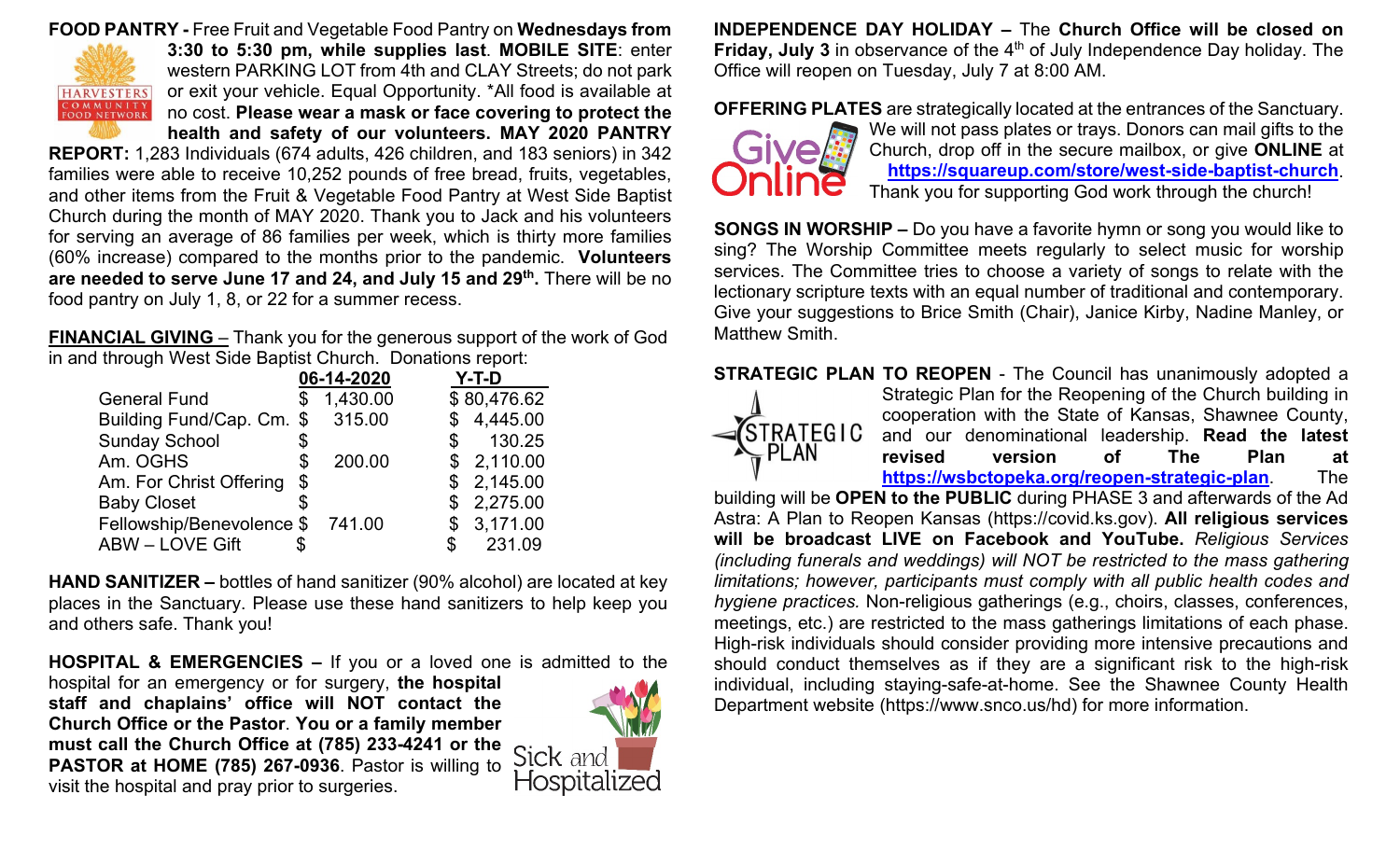**FOOD PANTRY -** Free Fruit and Vegetable Food Pantry on **Wednesdays from 3:30 to 5:30 pm, while supplies last**. **MOBILE SITE**: enter western PARKING LOT from 4th and CLAY Streets; do not park or exit your vehicle. Equal Opportunity. *All food is available at no cost. **Please wear a mask or face covering to protect the health and safety of our volunteers. MAY 2020 PANTRY REPORT:** 1,283 Individuals (674 adults, 426 children, and 183 seniors) in 342 families were able to receive 10,252 pounds of free bread, fruits, vegetables, and other items from the Fruit & Vegetable Food Pantry at West Side Baptist Church during the month of MAY 2020. Thank you to Jack and his volunteers for serving an average of 86 families per week, which is thirty more families (60% increase) compared to the months prior to the pandemic. **Volunteers are needed to serve June 17 and 24, and July 15 and 29th.** There will be no food pantry on July 1, 8, or 22 for a summer recess.

**FINANCIAL GIVING** – Thank you for the generous support of the work of God in and through West Side Baptist Church. Donations report:

| | 06-14-2020 | Y-T-D |
|---|---|---|
| General Fund | $ 1,430.00 | $ 80,476.62 |
| Building Fund/Cap. Cm. | $ 315.00 | $ 4,445.00 |
| Sunday School | $ | $ 130.25 |
| Am. OGHS | $ 200.00 | $ 2,110.00 |
| Am. For Christ Offering | $ | $ 2,145.00 |
| Baby Closet | $ | $ 2,275.00 |
| Fellowship/Benevolence | $ 741.00 | $ 3,171.00 |
| ABW – LOVE Gift | $ | $ 231.09 |

**HAND SANITIZER –** bottles of hand sanitizer (90% alcohol) are located at key places in the Sanctuary. Please use these hand sanitizers to help keep you and others safe. Thank you!

**HOSPITAL & EMERGENCIES –** If you or a loved one is admitted to the hospital for an emergency or for surgery, **the hospital staff and chaplains' office will NOT contact the Church Office or the Pastor**. **You or a family member must call the Church Office at (785) 233-4241 or the PASTOR at HOME (785) 267-0936**. Pastor is willing to visit the hospital and pray prior to surgeries.

**INDEPENDENCE DAY HOLIDAY –** The **Church Office will be closed on Friday, July 3** in observance of the 4th of July Independence Day holiday. The Office will reopen on Tuesday, July 7 at 8:00 AM.

**OFFERING PLATES** are strategically located at the entrances of the Sanctuary. We will not pass plates or trays. Donors can mail gifts to the Church, drop off in the secure mailbox, or give **ONLINE** at **https://squareup.com/store/west-side-baptist-church**. Thank you for supporting God work through the church!

**SONGS IN WORSHIP –** Do you have a favorite hymn or song you would like to sing? The Worship Committee meets regularly to select music for worship services. The Committee tries to choose a variety of songs to relate with the lectionary scripture texts with an equal number of traditional and contemporary. Give your suggestions to Brice Smith (Chair), Janice Kirby, Nadine Manley, or Matthew Smith.

**STRATEGIC PLAN TO REOPEN** - The Council has unanimously adopted a Strategic Plan for the Reopening of the Church building in cooperation with the State of Kansas, Shawnee County, and our denominational leadership. **Read the latest revised version of The Plan at https://wsbctopeka.org/reopen-strategic-plan**. The building will be **OPEN to the PUBLIC** during PHASE 3 and afterwards of the Ad Astra: A Plan to Reopen Kansas (https://covid.ks.gov). **All religious services will be broadcast LIVE on Facebook and YouTube.** *Religious Services (including funerals and weddings) will NOT be restricted to the mass gathering limitations; however, participants must comply with all public health codes and hygiene practices.* Non-religious gatherings (e.g., choirs, classes, conferences, meetings, etc.) are restricted to the mass gatherings limitations of each phase. High-risk individuals should consider providing more intensive precautions and should conduct themselves as if they are a significant risk to the high-risk individual, including staying-safe-at-home. See the Shawnee County Health Department website (https://www.snco.us/hd) for more information.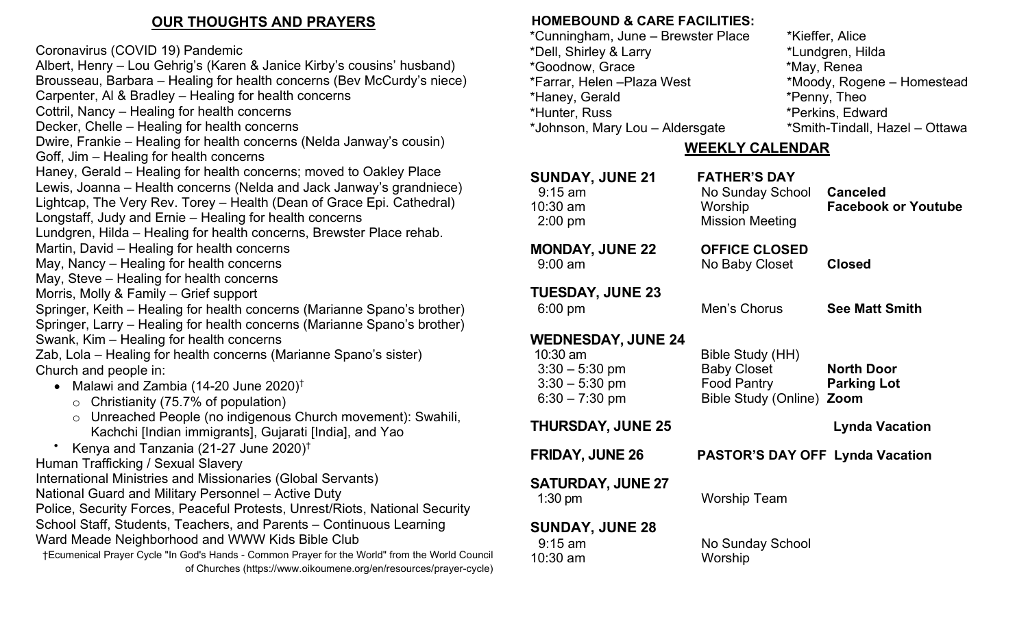## OUR THOUGHTS AND PRAYERS

Coronavirus (COVID 19) Pandemic
Albert, Henry – Lou Gehrig's (Karen & Janice Kirby's cousins' husband)
Brousseau, Barbara – Healing for health concerns (Bev McCurdy's niece)
Carpenter, Al & Bradley – Healing for health concerns
Cottril, Nancy – Healing for health concerns
Decker, Chelle – Healing for health concerns
Dwire, Frankie – Healing for health concerns (Nelda Janway's cousin)
Goff, Jim – Healing for health concerns
Haney, Gerald – Healing for health concerns; moved to Oakley Place
Lewis, Joanna – Health concerns (Nelda and Jack Janway's grandniece)
Lightcap, The Very Rev. Torey – Health (Dean of Grace Epi. Cathedral)
Longstaff, Judy and Ernie – Healing for health concerns
Lundgren, Hilda – Healing for health concerns, Brewster Place rehab.
Martin, David – Healing for health concerns
May, Nancy – Healing for health concerns
May, Steve – Healing for health concerns
Morris, Molly & Family – Grief support
Springer, Keith – Healing for health concerns (Marianne Spano's brother)
Springer, Larry – Healing for health concerns (Marianne Spano's brother)
Swank, Kim – Healing for health concerns
Zab, Lola – Healing for health concerns (Marianne Spano's sister)
Church and people in:

- Malawi and Zambia (14-20 June 2020)†
  - Christianity (75.7% of population)
  - Unreached People (no indigenous Church movement): Swahili, Kachchi [Indian immigrants], Gujarati [India], and Yao
- Kenya and Tanzania (21-27 June 2020)†

Human Trafficking / Sexual Slavery
International Ministries and Missionaries (Global Servants)
National Guard and Military Personnel – Active Duty
Police, Security Forces, Peaceful Protests, Unrest/Riots, National Security
School Staff, Students, Teachers, and Parents – Continuous Learning
Ward Meade Neighborhood and WWW Kids Bible Club

†Ecumenical Prayer Cycle "In God's Hands - Common Prayer for the World" from the World Council of Churches (https://www.oikoumene.org/en/resources/prayer-cycle)

### HOMEBOUND & CARE FACILITIES:

*Cunningham, June – Brewster Place
*Dell, Shirley & Larry
*Goodnow, Grace
*Farrar, Helen –Plaza West
*Haney, Gerald
*Hunter, Russ
*Johnson, Mary Lou – Aldersgate
*Kieffer, Alice
*Lundgren, Hilda
*May, Renea
*Moody, Rogene – Homestead
*Penny, Theo
*Perkins, Edward
*Smith-Tindall, Hazel – Ottawa

## WEEKLY CALENDAR

| | | |
|---|---|---|
| **SUNDAY, JUNE 21** | **FATHER'S DAY** | |
| 9:15 am | No Sunday School | **Canceled** |
| 10:30 am | Worship | **Facebook or Youtube** |
| 2:00 pm | Mission Meeting | |
| **MONDAY, JUNE 22** | **OFFICE CLOSED** | |
| 9:00 am | No Baby Closet | **Closed** |
| **TUESDAY, JUNE 23** | | |
| 6:00 pm | Men's Chorus | **See Matt Smith** |
| **WEDNESDAY, JUNE 24** | | |
| 10:30 am | Bible Study (HH) | |
| 3:30 – 5:30 pm | Baby Closet | **North Door** |
| 3:30 – 5:30 pm | Food Pantry | **Parking Lot** |
| 6:30 – 7:30 pm | Bible Study (Online) | **Zoom** |
| **THURSDAY, JUNE 25** | | **Lynda Vacation** |
| **FRIDAY, JUNE 26** | **PASTOR'S DAY OFF** | **Lynda Vacation** |
| **SATURDAY, JUNE 27** | | |
| 1:30 pm | Worship Team | |
| **SUNDAY, JUNE 28** | | |
| 9:15 am | No Sunday School | |
| 10:30 am | Worship | |